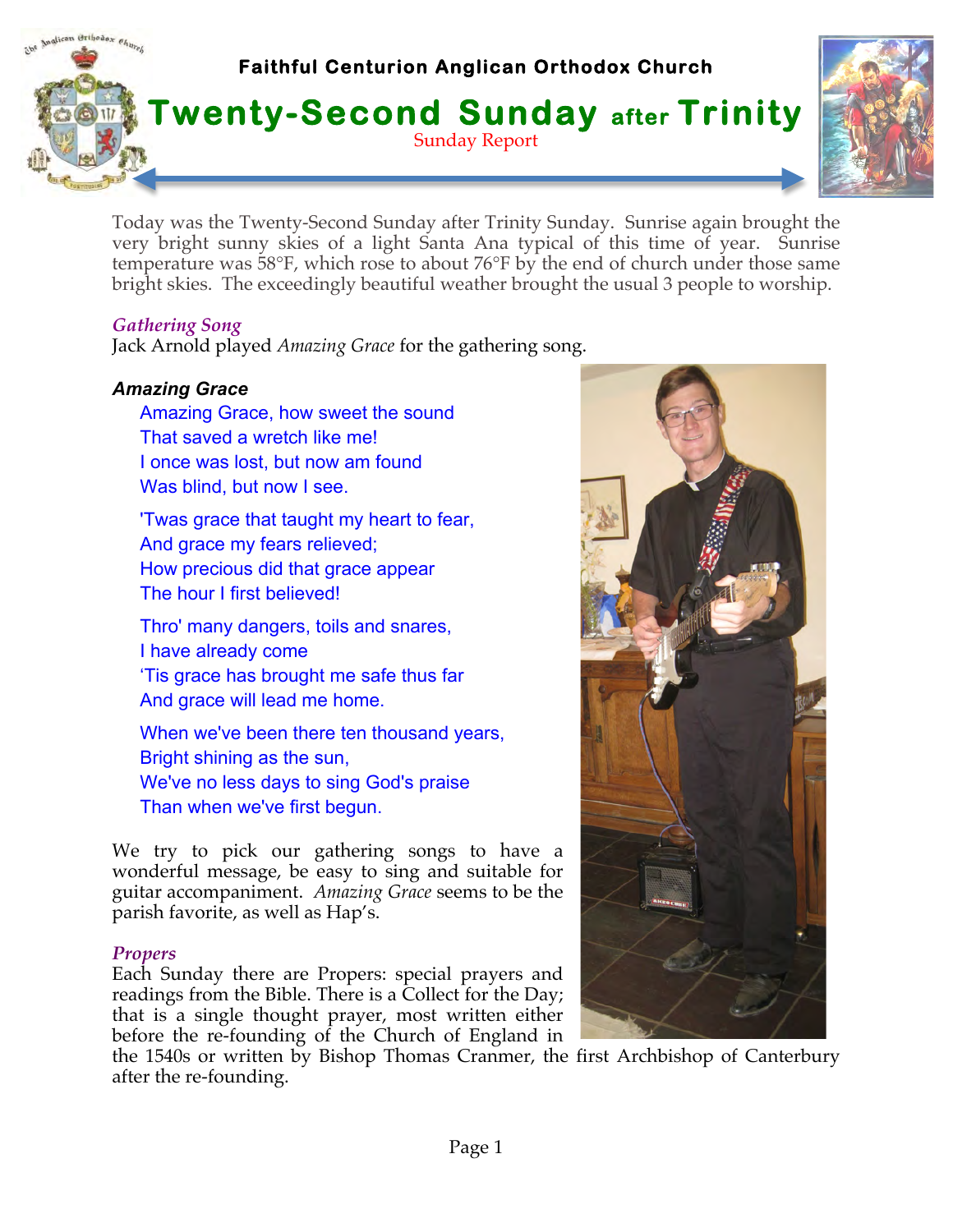Faithful Centurion Anglican Orthodox Church

# Twenty-Second Sunday after Trinity

Sunday Report

Today was the Twenty-Second Sunday after Trinity Sunday. Sunrise again brought the very bright sunny skies of a light Santa Ana typical of this time of year. Sunrise temperature was 58°F, which rose to about 76°F by the end of church under those same bright skies. The exceedingly beautiful weather brought the usual 3 people to worship.

### *Gathering Song*

Jack Arnold played *Amazing Grace* for the gathering song.

### *Amazing Grace*

Amazing Grace, how sweet the sound
That saved a wretch like me!
I once was lost, but now am found
Was blind, but now I see.

'Twas grace that taught my heart to fear,
And grace my fears relieved;
How precious did that grace appear
The hour I first believed!

Thro' many dangers, toils and snares,
I have already come
'Tis grace has brought me safe thus far
And grace will lead me home.

When we've been there ten thousand years,
Bright shining as the sun,
We've no less days to sing God's praise
Than when we've first begun.

We try to pick our gathering songs to have a wonderful message, be easy to sing and suitable for guitar accompaniment. *Amazing Grace* seems to be the parish favorite, as well as Hap's.

### *Propers*

Each Sunday there are Propers: special prayers and readings from the Bible. There is a Collect for the Day; that is a single thought prayer, most written either before the re-founding of the Church of England in the 1540s or written by Bishop Thomas Cranmer, the first Archbishop of Canterbury after the re-founding.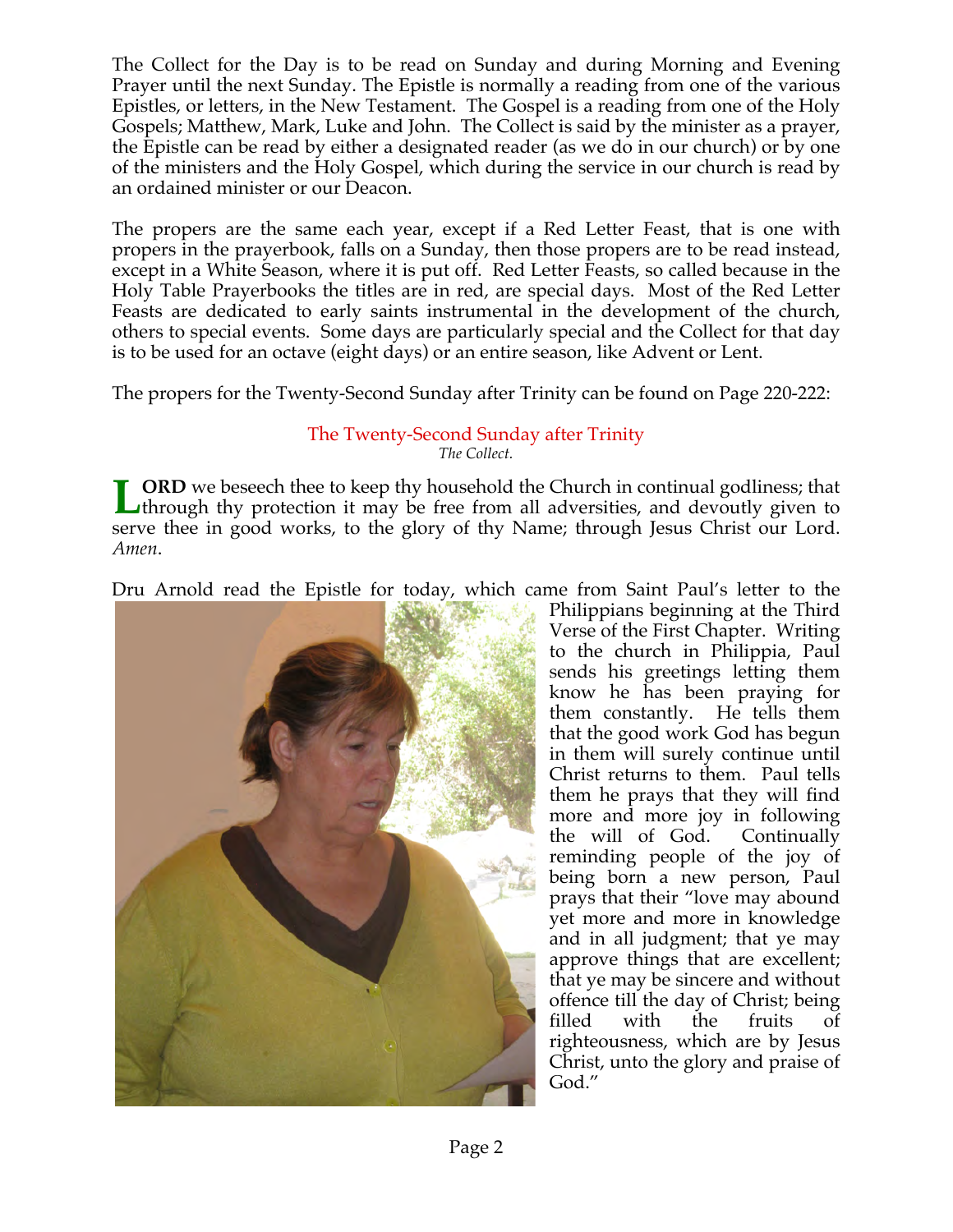The Collect for the Day is to be read on Sunday and during Morning and Evening Prayer until the next Sunday. The Epistle is normally a reading from one of the various Epistles, or letters, in the New Testament. The Gospel is a reading from one of the Holy Gospels; Matthew, Mark, Luke and John. The Collect is said by the minister as a prayer, the Epistle can be read by either a designated reader (as we do in our church) or by one of the ministers and the Holy Gospel, which during the service in our church is read by an ordained minister or our Deacon.

The propers are the same each year, except if a Red Letter Feast, that is one with propers in the prayerbook, falls on a Sunday, then those propers are to be read instead, except in a White Season, where it is put off. Red Letter Feasts, so called because in the Holy Table Prayerbooks the titles are in red, are special days. Most of the Red Letter Feasts are dedicated to early saints instrumental in the development of the church, others to special events. Some days are particularly special and the Collect for that day is to be used for an octave (eight days) or an entire season, like Advent or Lent.

The propers for the Twenty-Second Sunday after Trinity can be found on Page 220-222:

## The Twenty-Second Sunday after Trinity

*The Collect.*

**LORD** we beseech thee to keep thy household the Church in continual godliness; that through thy protection it may be free from all adversities, and devoutly given to serve thee in good works, to the glory of thy Name; through Jesus Christ our Lord. *Amen*.

Dru Arnold read the Epistle for today, which came from Saint Paul's letter to the Philippians beginning at the Third Verse of the First Chapter. Writing to the church in Philippia, Paul sends his greetings letting them know he has been praying for them constantly. He tells them that the good work God has begun in them will surely continue until Christ returns to them. Paul tells them he prays that they will find more and more joy in following the will of God. Continually reminding people of the joy of being born a new person, Paul prays that their "love may abound yet more and more in knowledge and in all judgment; that ye may approve things that are excellent; that ye may be sincere and without offence till the day of Christ; being filled with the fruits of righteousness, which are by Jesus Christ, unto the glory and praise of God."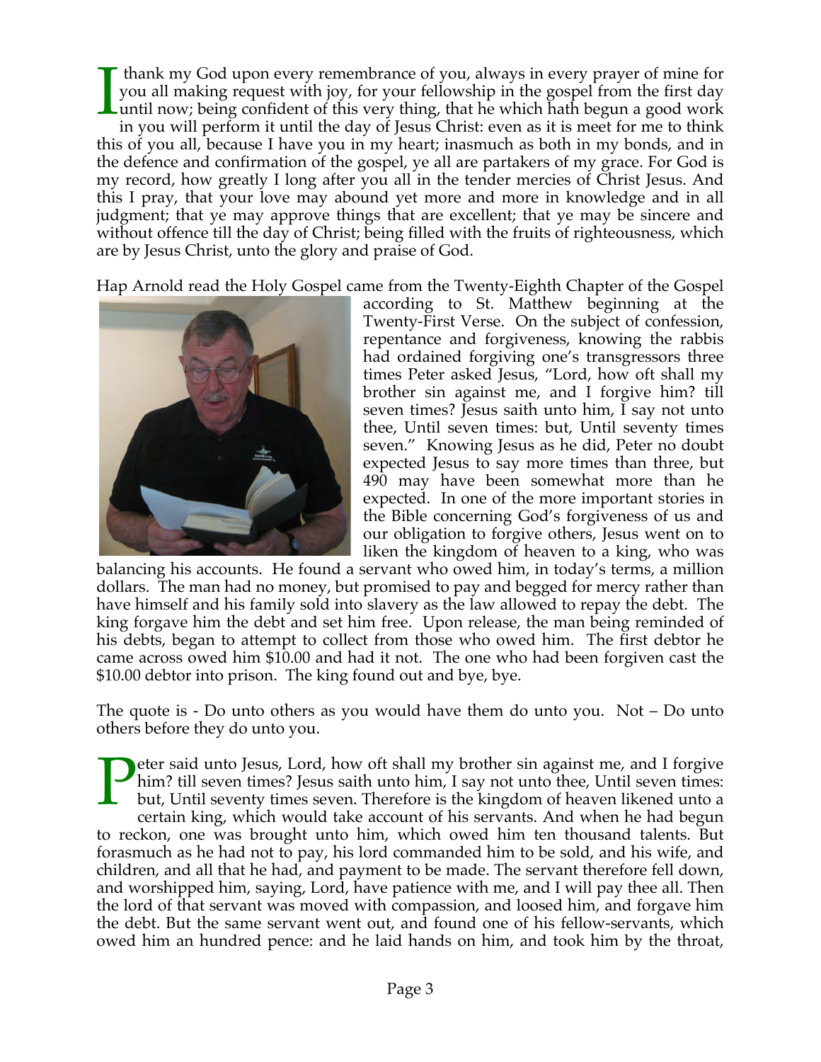I thank my God upon every remembrance of you, always in every prayer of mine for you all making request with joy, for your fellowship in the gospel from the first day until now; being confident of this very thing, that he which hath begun a good work in you will perform it until the day of Jesus Christ: even as it is meet for me to think this of you all, because I have you in my heart; inasmuch as both in my bonds, and in the defence and confirmation of the gospel, ye all are partakers of my grace. For God is my record, how greatly I long after you all in the tender mercies of Christ Jesus. And this I pray, that your love may abound yet more and more in knowledge and in all judgment; that ye may approve things that are excellent; that ye may be sincere and without offence till the day of Christ; being filled with the fruits of righteousness, which are by Jesus Christ, unto the glory and praise of God.

Hap Arnold read the Holy Gospel came from the Twenty-Eighth Chapter of the Gospel according to St. Matthew beginning at the Twenty-First Verse. On the subject of confession, repentance and forgiveness, knowing the rabbis had ordained forgiving one's transgressors three times Peter asked Jesus, "Lord, how oft shall my brother sin against me, and I forgive him? till seven times? Jesus saith unto him, I say not unto thee, Until seven times: but, Until seventy times seven." Knowing Jesus as he did, Peter no doubt expected Jesus to say more times than three, but 490 may have been somewhat more than he expected. In one of the more important stories in the Bible concerning God's forgiveness of us and our obligation to forgive others, Jesus went on to liken the kingdom of heaven to a king, who was balancing his accounts. He found a servant who owed him, in today's terms, a million dollars. The man had no money, but promised to pay and begged for mercy rather than have himself and his family sold into slavery as the law allowed to repay the debt. The king forgave him the debt and set him free. Upon release, the man being reminded of his debts, began to attempt to collect from those who owed him. The first debtor he came across owed him $10.00 and had it not. The one who had been forgiven cast the $10.00 debtor into prison. The king found out and bye, bye.

The quote is - Do unto others as you would have them do unto you. Not – Do unto others before they do unto you.

Peter said unto Jesus, Lord, how oft shall my brother sin against me, and I forgive him? till seven times? Jesus saith unto him, I say not unto thee, Until seven times: but, Until seventy times seven. Therefore is the kingdom of heaven likened unto a certain king, which would take account of his servants. And when he had begun to reckon, one was brought unto him, which owed him ten thousand talents. But forasmuch as he had not to pay, his lord commanded him to be sold, and his wife, and children, and all that he had, and payment to be made. The servant therefore fell down, and worshipped him, saying, Lord, have patience with me, and I will pay thee all. Then the lord of that servant was moved with compassion, and loosed him, and forgave him the debt. But the same servant went out, and found one of his fellow-servants, which owed him an hundred pence: and he laid hands on him, and took him by the throat,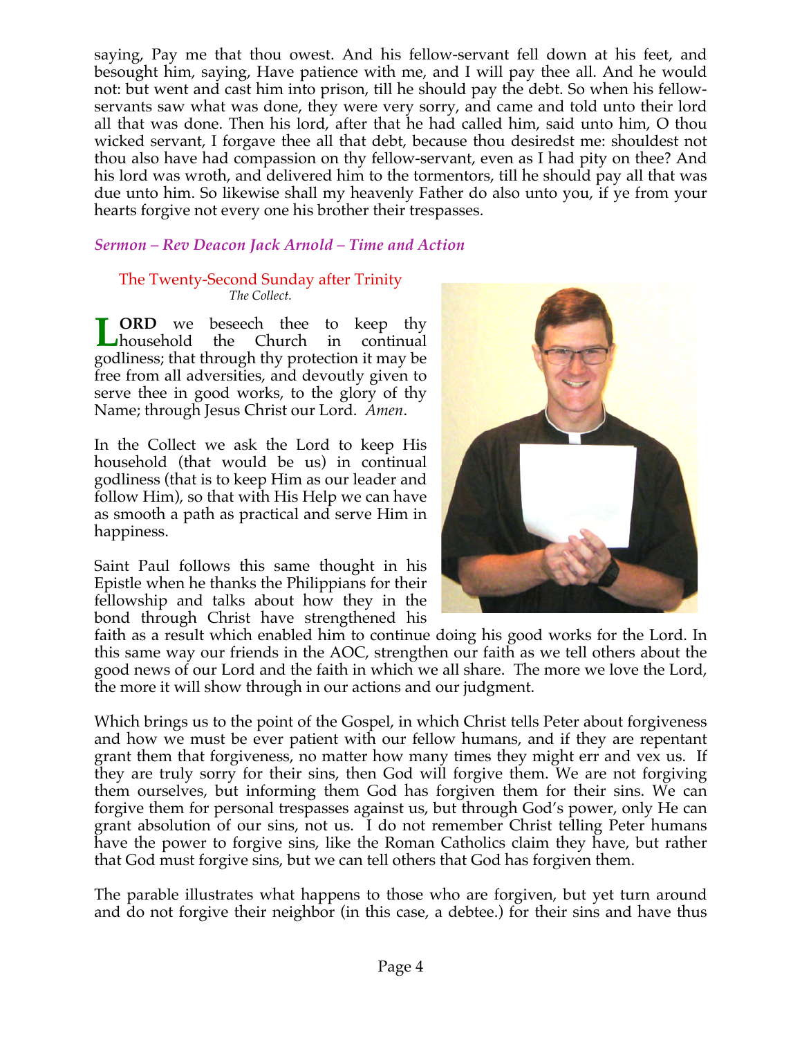saying, Pay me that thou owest. And his fellow-servant fell down at his feet, and besought him, saying, Have patience with me, and I will pay thee all. And he would not: but went and cast him into prison, till he should pay the debt. So when his fellow-servants saw what was done, they were very sorry, and came and told unto their lord all that was done. Then his lord, after that he had called him, said unto him, O thou wicked servant, I forgave thee all that debt, because thou desiredst me: shouldest not thou also have had compassion on thy fellow-servant, even as I had pity on thee? And his lord was wroth, and delivered him to the tormentors, till he should pay all that was due unto him. So likewise shall my heavenly Father do also unto you, if ye from your hearts forgive not every one his brother their trespasses.

*Sermon – Rev Deacon Jack Arnold – Time and Action*

### The Twenty-Second Sunday after Trinity

*The Collect.*

**LORD** we beseech thee to keep thy household the Church in continual godliness; that through thy protection it may be free from all adversities, and devoutly given to serve thee in good works, to the glory of thy Name; through Jesus Christ our Lord. *Amen*.

In the Collect we ask the Lord to keep His household (that would be us) in continual godliness (that is to keep Him as our leader and follow Him), so that with His Help we can have as smooth a path as practical and serve Him in happiness.

Saint Paul follows this same thought in his Epistle when he thanks the Philippians for their fellowship and talks about how they in the bond through Christ have strengthened his faith as a result which enabled him to continue doing his good works for the Lord. In this same way our friends in the AOC, strengthen our faith as we tell others about the good news of our Lord and the faith in which we all share. The more we love the Lord, the more it will show through in our actions and our judgment.

Which brings us to the point of the Gospel, in which Christ tells Peter about forgiveness and how we must be ever patient with our fellow humans, and if they are repentant grant them that forgiveness, no matter how many times they might err and vex us. If they are truly sorry for their sins, then God will forgive them. We are not forgiving them ourselves, but informing them God has forgiven them for their sins. We can forgive them for personal trespasses against us, but through God's power, only He can grant absolution of our sins, not us. I do not remember Christ telling Peter humans have the power to forgive sins, like the Roman Catholics claim they have, but rather that God must forgive sins, but we can tell others that God has forgiven them.

The parable illustrates what happens to those who are forgiven, but yet turn around and do not forgive their neighbor (in this case, a debtee.) for their sins and have thus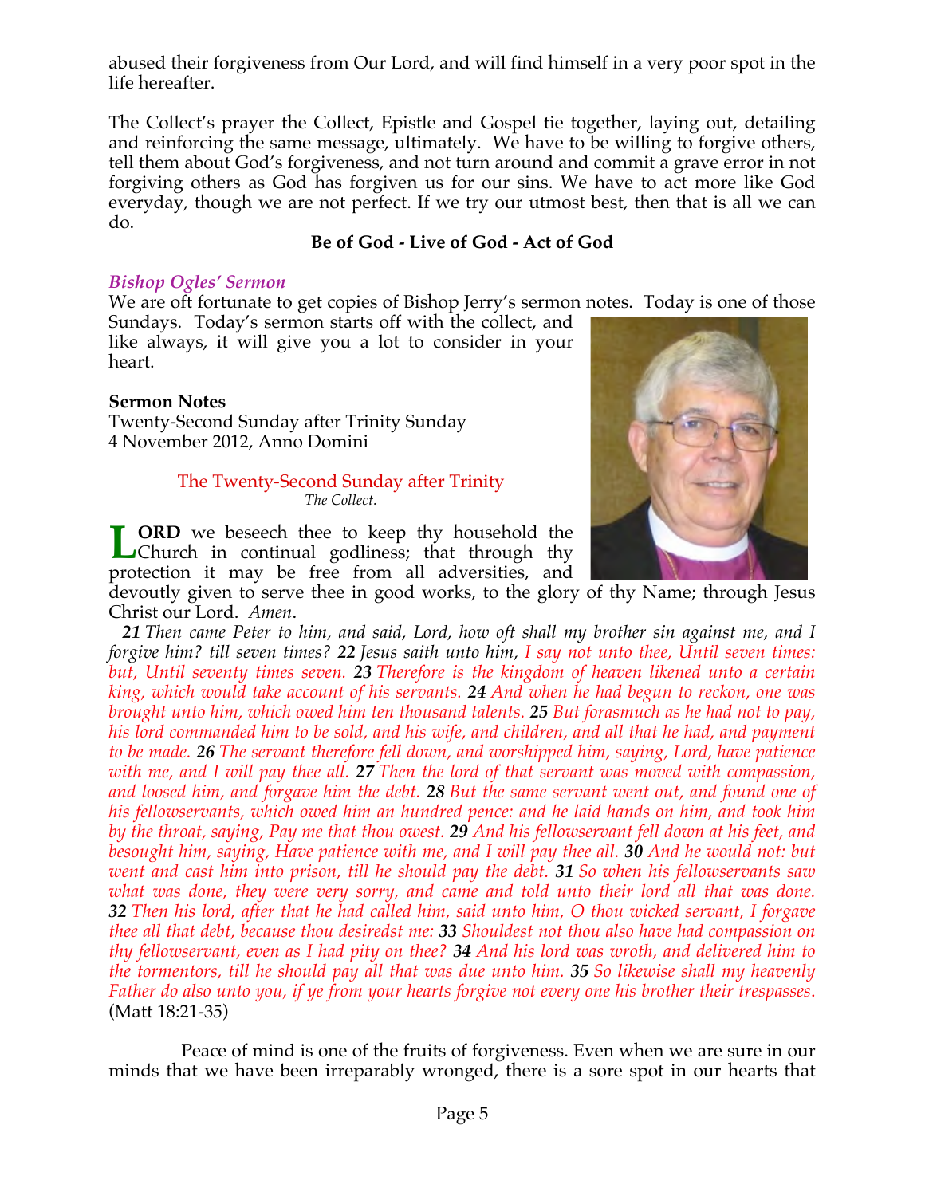abused their forgiveness from Our Lord, and will find himself in a very poor spot in the life hereafter.

The Collect's prayer the Collect, Epistle and Gospel tie together, laying out, detailing and reinforcing the same message, ultimately. We have to be willing to forgive others, tell them about God's forgiveness, and not turn around and commit a grave error in not forgiving others as God has forgiven us for our sins. We have to act more like God everyday, though we are not perfect. If we try our utmost best, then that is all we can do.

**Be of God - Live of God - Act of God**

### *Bishop Ogles' Sermon*

We are oft fortunate to get copies of Bishop Jerry's sermon notes. Today is one of those Sundays. Today's sermon starts off with the collect, and like always, it will give you a lot to consider in your heart.

**Sermon Notes**
Twenty-Second Sunday after Trinity Sunday
4 November 2012, Anno Domini

The Twenty-Second Sunday after Trinity
*The Collect.*

**LORD** we beseech thee to keep thy household the Church in continual godliness; that through thy protection it may be free from all adversities, and devoutly given to serve thee in good works, to the glory of thy Name; through Jesus Christ our Lord. *Amen*.

***21*** *Then came Peter to him, and said, Lord, how oft shall my brother sin against me, and I forgive him? till seven times?* ***22*** *Jesus saith unto him, I say not unto thee, Until seven times: but, Until seventy times seven.* ***23*** *Therefore is the kingdom of heaven likened unto a certain king, which would take account of his servants.* ***24*** *And when he had begun to reckon, one was brought unto him, which owed him ten thousand talents.* ***25*** *But forasmuch as he had not to pay, his lord commanded him to be sold, and his wife, and children, and all that he had, and payment to be made.* ***26*** *The servant therefore fell down, and worshipped him, saying, Lord, have patience with me, and I will pay thee all.* ***27*** *Then the lord of that servant was moved with compassion, and loosed him, and forgave him the debt.* ***28*** *But the same servant went out, and found one of his fellowservants, which owed him an hundred pence: and he laid hands on him, and took him by the throat, saying, Pay me that thou owest.* ***29*** *And his fellowservant fell down at his feet, and besought him, saying, Have patience with me, and I will pay thee all.* ***30*** *And he would not: but went and cast him into prison, till he should pay the debt.* ***31*** *So when his fellowservants saw what was done, they were very sorry, and came and told unto their lord all that was done.* ***32*** *Then his lord, after that he had called him, said unto him, O thou wicked servant, I forgave thee all that debt, because thou desiredst me:* ***33*** *Shouldest not thou also have had compassion on thy fellowservant, even as I had pity on thee?* ***34*** *And his lord was wroth, and delivered him to the tormentors, till he should pay all that was due unto him.* ***35*** *So likewise shall my heavenly Father do also unto you, if ye from your hearts forgive not every one his brother their trespasses*. (Matt 18:21-35)

Peace of mind is one of the fruits of forgiveness. Even when we are sure in our minds that we have been irreparably wronged, there is a sore spot in our hearts that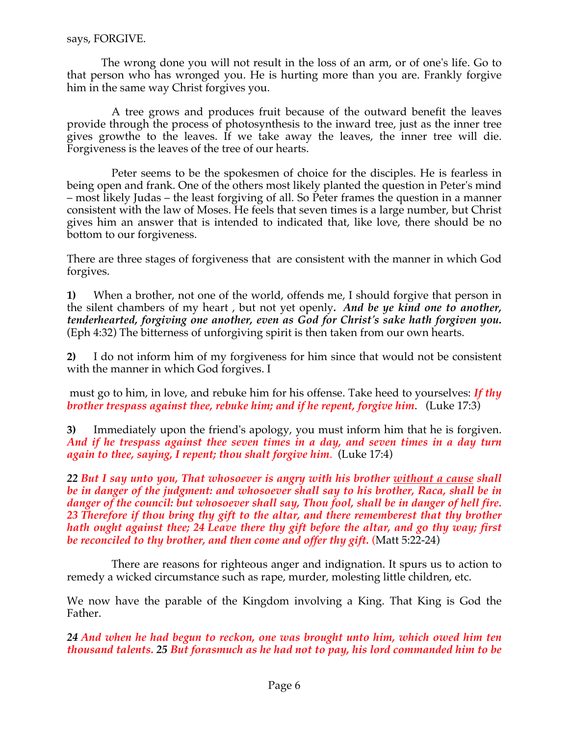says, FORGIVE.

The wrong done you will not result in the loss of an arm, or of one's life. Go to that person who has wronged you. He is hurting more than you are. Frankly forgive him in the same way Christ forgives you.

A tree grows and produces fruit because of the outward benefit the leaves provide through the process of photosynthesis to the inward tree, just as the inner tree gives growthe to the leaves. If we take away the leaves, the inner tree will die. Forgiveness is the leaves of the tree of our hearts.

Peter seems to be the spokesmen of choice for the disciples. He is fearless in being open and frank. One of the others most likely planted the question in Peter's mind – most likely Judas – the least forgiving of all. So Peter frames the question in a manner consistent with the law of Moses. He feels that seven times is a large number, but Christ gives him an answer that is intended to indicated that, like love, there should be no bottom to our forgiveness.

There are three stages of forgiveness that are consistent with the manner in which God forgives.

**1)** When a brother, not one of the world, offends me, I should forgive that person in the silent chambers of my heart , but not yet openly. ***And be ye kind one to another, tenderhearted, forgiving one another, even as God for Christ's sake hath forgiven you.*** (Eph 4:32) The bitterness of unforgiving spirit is then taken from our own hearts.

**2)** I do not inform him of my forgiveness for him since that would not be consistent with the manner in which God forgives. I

must go to him, in love, and rebuke him for his offense. Take heed to yourselves: ***If thy brother trespass against thee, rebuke him; and if he repent, forgive him***. (Luke 17:3)

**3)** Immediately upon the friend's apology, you must inform him that he is forgiven. ***And if he trespass against thee seven times in a day, and seven times in a day turn again to thee, saying, I repent; thou shalt forgive him.*** (Luke 17:4)

***22 But I say unto you, That whosoever is angry with his brother <u>without a cause</u> shall be in danger of the judgment: and whosoever shall say to his brother, Raca, shall be in danger of the council: but whosoever shall say, Thou fool, shall be in danger of hell fire. 23 Therefore if thou bring thy gift to the altar, and there rememberest that thy brother hath ought against thee; 24 Leave there thy gift before the altar, and go thy way; first be reconciled to thy brother, and then come and offer thy gift.*** (Matt 5:22-24)

There are reasons for righteous anger and indignation. It spurs us to action to remedy a wicked circumstance such as rape, murder, molesting little children, etc.

We now have the parable of the Kingdom involving a King. That King is God the Father.

***24 And when he had begun to reckon, one was brought unto him, which owed him ten thousand talents. 25 But forasmuch as he had not to pay, his lord commanded him to be***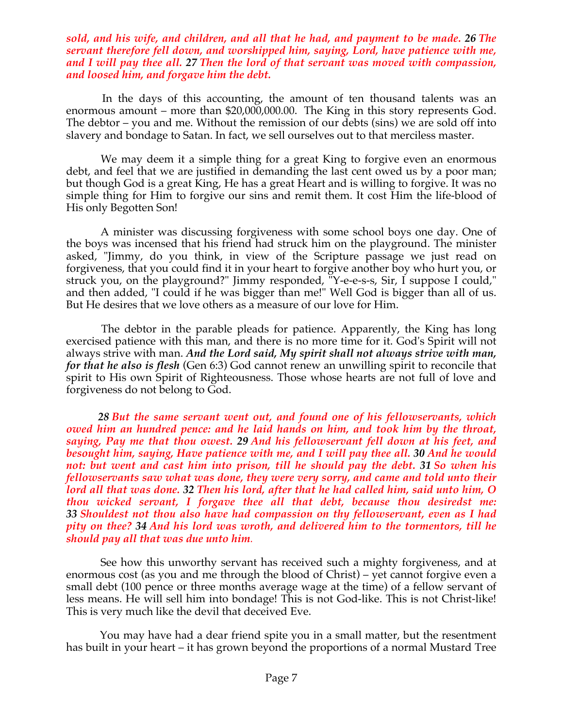***sold, and his wife, and children, and all that he had, and payment to be made. 26 The servant therefore fell down, and worshipped him, saying, Lord, have patience with me, and I will pay thee all. 27 Then the lord of that servant was moved with compassion, and loosed him, and forgave him the debt.***

In the days of this accounting, the amount of ten thousand talents was an enormous amount – more than $20,000,000.00. The King in this story represents God. The debtor – you and me. Without the remission of our debts (sins) we are sold off into slavery and bondage to Satan. In fact, we sell ourselves out to that merciless master.

We may deem it a simple thing for a great King to forgive even an enormous debt, and feel that we are justified in demanding the last cent owed us by a poor man; but though God is a great King, He has a great Heart and is willing to forgive. It was no simple thing for Him to forgive our sins and remit them. It cost Him the life-blood of His only Begotten Son!

A minister was discussing forgiveness with some school boys one day. One of the boys was incensed that his friend had struck him on the playground. The minister asked, "Jimmy, do you think, in view of the Scripture passage we just read on forgiveness, that you could find it in your heart to forgive another boy who hurt you, or struck you, on the playground?" Jimmy responded, "Y-e-e-s-s, Sir, I suppose I could," and then added, "I could if he was bigger than me!" Well God is bigger than all of us. But He desires that we love others as a measure of our love for Him.

The debtor in the parable pleads for patience. Apparently, the King has long exercised patience with this man, and there is no more time for it. God's Spirit will not always strive with man. ***And the Lord said, My spirit shall not always strive with man, for that he also is flesh*** (Gen 6:3) God cannot renew an unwilling spirit to reconcile that spirit to His own Spirit of Righteousness. Those whose hearts are not full of love and forgiveness do not belong to God.

***28 But the same servant went out, and found one of his fellowservants, which owed him an hundred pence: and he laid hands on him, and took him by the throat, saying, Pay me that thou owest. 29 And his fellowservant fell down at his feet, and besought him, saying, Have patience with me, and I will pay thee all. 30 And he would not: but went and cast him into prison, till he should pay the debt. 31 So when his fellowservants saw what was done, they were very sorry, and came and told unto their lord all that was done. 32 Then his lord, after that he had called him, said unto him, O thou wicked servant, I forgave thee all that debt, because thou desiredst me: 33 Shouldest not thou also have had compassion on thy fellowservant, even as I had pity on thee? 34 And his lord was wroth, and delivered him to the tormentors, till he should pay all that was due unto him.***

See how this unworthy servant has received such a mighty forgiveness, and at enormous cost (as you and me through the blood of Christ) – yet cannot forgive even a small debt (100 pence or three months average wage at the time) of a fellow servant of less means. He will sell him into bondage! This is not God-like. This is not Christ-like! This is very much like the devil that deceived Eve.

You may have had a dear friend spite you in a small matter, but the resentment has built in your heart – it has grown beyond the proportions of a normal Mustard Tree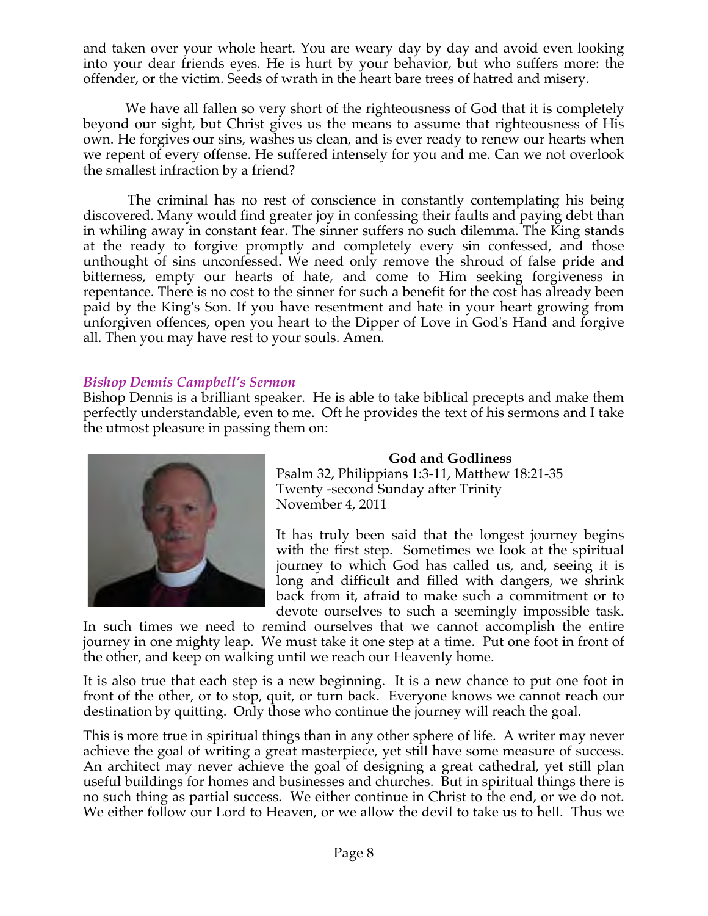and taken over your whole heart. You are weary day by day and avoid even looking into your dear friends eyes. He is hurt by your behavior, but who suffers more: the offender, or the victim. Seeds of wrath in the heart bare trees of hatred and misery.

We have all fallen so very short of the righteousness of God that it is completely beyond our sight, but Christ gives us the means to assume that righteousness of His own. He forgives our sins, washes us clean, and is ever ready to renew our hearts when we repent of every offense. He suffered intensely for you and me. Can we not overlook the smallest infraction by a friend?

The criminal has no rest of conscience in constantly contemplating his being discovered. Many would find greater joy in confessing their faults and paying debt than in whiling away in constant fear. The sinner suffers no such dilemma. The King stands at the ready to forgive promptly and completely every sin confessed, and those unthought of sins unconfessed. We need only remove the shroud of false pride and bitterness, empty our hearts of hate, and come to Him seeking forgiveness in repentance. There is no cost to the sinner for such a benefit for the cost has already been paid by the King's Son. If you have resentment and hate in your heart growing from unforgiven offences, open you heart to the Dipper of Love in God's Hand and forgive all. Then you may have rest to your souls. Amen.

### *Bishop Dennis Campbell's Sermon*

Bishop Dennis is a brilliant speaker. He is able to take biblical precepts and make them perfectly understandable, even to me. Oft he provides the text of his sermons and I take the utmost pleasure in passing them on:

**God and Godliness**

Psalm 32, Philippians 1:3-11, Matthew 18:21-35
Twenty -second Sunday after Trinity
November 4, 2011

It has truly been said that the longest journey begins with the first step. Sometimes we look at the spiritual journey to which God has called us, and, seeing it is long and difficult and filled with dangers, we shrink back from it, afraid to make such a commitment or to devote ourselves to such a seemingly impossible task. In such times we need to remind ourselves that we cannot accomplish the entire journey in one mighty leap. We must take it one step at a time. Put one foot in front of the other, and keep on walking until we reach our Heavenly home.

It is also true that each step is a new beginning. It is a new chance to put one foot in front of the other, or to stop, quit, or turn back. Everyone knows we cannot reach our destination by quitting. Only those who continue the journey will reach the goal.

This is more true in spiritual things than in any other sphere of life. A writer may never achieve the goal of writing a great masterpiece, yet still have some measure of success. An architect may never achieve the goal of designing a great cathedral, yet still plan useful buildings for homes and businesses and churches. But in spiritual things there is no such thing as partial success. We either continue in Christ to the end, or we do not. We either follow our Lord to Heaven, or we allow the devil to take us to hell. Thus we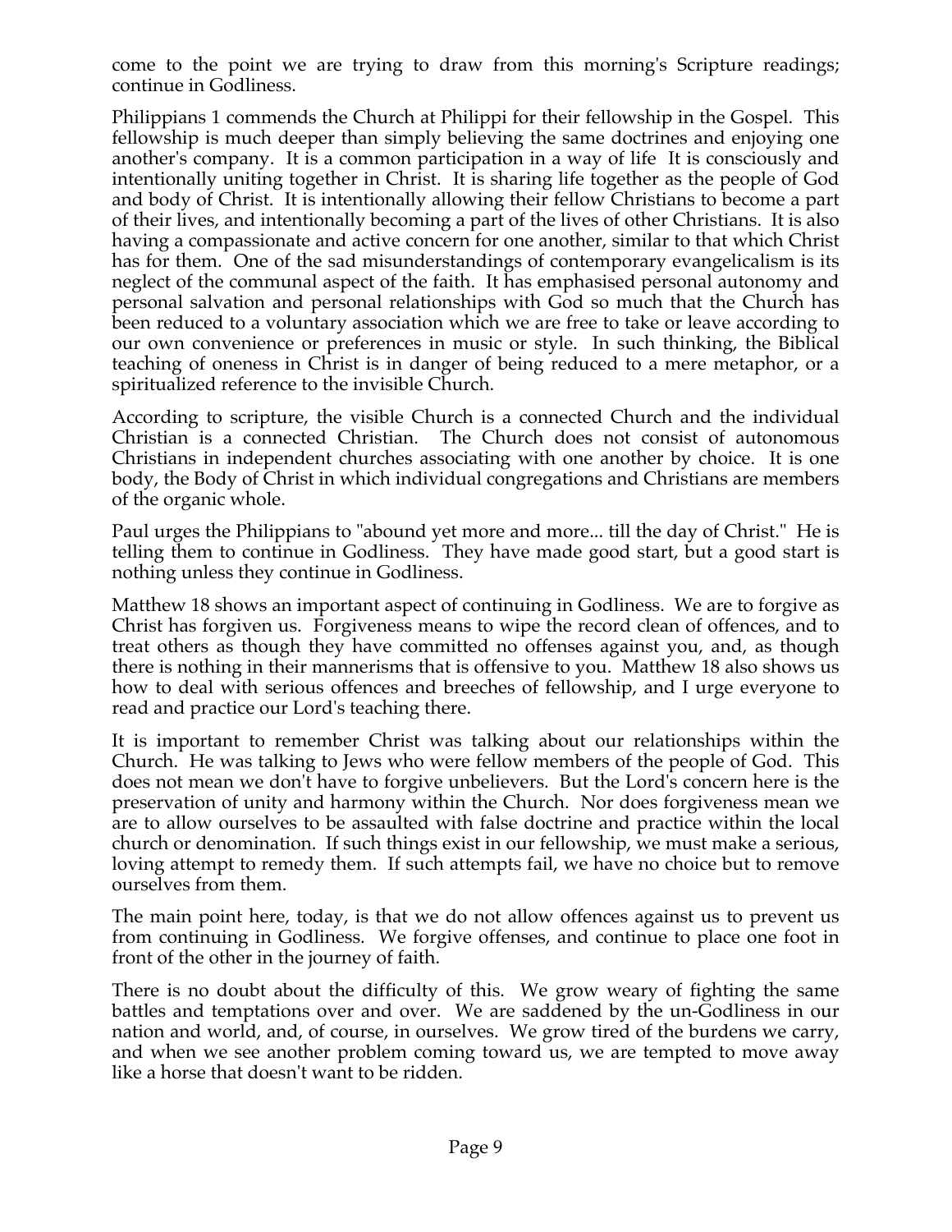come to the point we are trying to draw from this morning's Scripture readings; continue in Godliness.

Philippians 1 commends the Church at Philippi for their fellowship in the Gospel. This fellowship is much deeper than simply believing the same doctrines and enjoying one another's company. It is a common participation in a way of life It is consciously and intentionally uniting together in Christ. It is sharing life together as the people of God and body of Christ. It is intentionally allowing their fellow Christians to become a part of their lives, and intentionally becoming a part of the lives of other Christians. It is also having a compassionate and active concern for one another, similar to that which Christ has for them. One of the sad misunderstandings of contemporary evangelicalism is its neglect of the communal aspect of the faith. It has emphasised personal autonomy and personal salvation and personal relationships with God so much that the Church has been reduced to a voluntary association which we are free to take or leave according to our own convenience or preferences in music or style. In such thinking, the Biblical teaching of oneness in Christ is in danger of being reduced to a mere metaphor, or a spiritualized reference to the invisible Church.

According to scripture, the visible Church is a connected Church and the individual Christian is a connected Christian. The Church does not consist of autonomous Christians in independent churches associating with one another by choice. It is one body, the Body of Christ in which individual congregations and Christians are members of the organic whole.

Paul urges the Philippians to "abound yet more and more... till the day of Christ." He is telling them to continue in Godliness. They have made good start, but a good start is nothing unless they continue in Godliness.

Matthew 18 shows an important aspect of continuing in Godliness. We are to forgive as Christ has forgiven us. Forgiveness means to wipe the record clean of offences, and to treat others as though they have committed no offenses against you, and, as though there is nothing in their mannerisms that is offensive to you. Matthew 18 also shows us how to deal with serious offences and breeches of fellowship, and I urge everyone to read and practice our Lord's teaching there.

It is important to remember Christ was talking about our relationships within the Church. He was talking to Jews who were fellow members of the people of God. This does not mean we don't have to forgive unbelievers. But the Lord's concern here is the preservation of unity and harmony within the Church. Nor does forgiveness mean we are to allow ourselves to be assaulted with false doctrine and practice within the local church or denomination. If such things exist in our fellowship, we must make a serious, loving attempt to remedy them. If such attempts fail, we have no choice but to remove ourselves from them.

The main point here, today, is that we do not allow offences against us to prevent us from continuing in Godliness. We forgive offenses, and continue to place one foot in front of the other in the journey of faith.

There is no doubt about the difficulty of this. We grow weary of fighting the same battles and temptations over and over. We are saddened by the un-Godliness in our nation and world, and, of course, in ourselves. We grow tired of the burdens we carry, and when we see another problem coming toward us, we are tempted to move away like a horse that doesn't want to be ridden.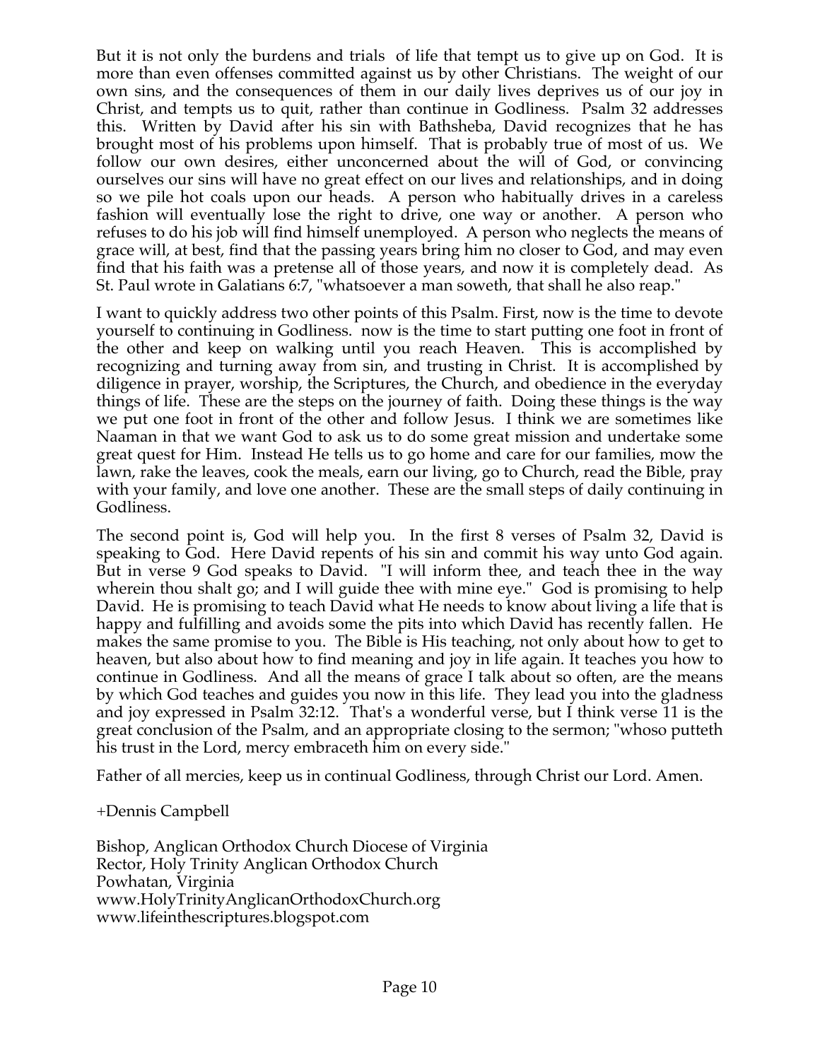But it is not only the burdens and trials of life that tempt us to give up on God. It is more than even offenses committed against us by other Christians. The weight of our own sins, and the consequences of them in our daily lives deprives us of our joy in Christ, and tempts us to quit, rather than continue in Godliness. Psalm 32 addresses this. Written by David after his sin with Bathsheba, David recognizes that he has brought most of his problems upon himself. That is probably true of most of us. We follow our own desires, either unconcerned about the will of God, or convincing ourselves our sins will have no great effect on our lives and relationships, and in doing so we pile hot coals upon our heads. A person who habitually drives in a careless fashion will eventually lose the right to drive, one way or another. A person who refuses to do his job will find himself unemployed. A person who neglects the means of grace will, at best, find that the passing years bring him no closer to God, and may even find that his faith was a pretense all of those years, and now it is completely dead. As St. Paul wrote in Galatians 6:7, "whatsoever a man soweth, that shall he also reap."

I want to quickly address two other points of this Psalm. First, now is the time to devote yourself to continuing in Godliness. now is the time to start putting one foot in front of the other and keep on walking until you reach Heaven. This is accomplished by recognizing and turning away from sin, and trusting in Christ. It is accomplished by diligence in prayer, worship, the Scriptures, the Church, and obedience in the everyday things of life. These are the steps on the journey of faith. Doing these things is the way we put one foot in front of the other and follow Jesus. I think we are sometimes like Naaman in that we want God to ask us to do some great mission and undertake some great quest for Him. Instead He tells us to go home and care for our families, mow the lawn, rake the leaves, cook the meals, earn our living, go to Church, read the Bible, pray with your family, and love one another. These are the small steps of daily continuing in Godliness.

The second point is, God will help you. In the first 8 verses of Psalm 32, David is speaking to God. Here David repents of his sin and commit his way unto God again. But in verse 9 God speaks to David. "I will inform thee, and teach thee in the way wherein thou shalt go; and I will guide thee with mine eye." God is promising to help David. He is promising to teach David what He needs to know about living a life that is happy and fulfilling and avoids some the pits into which David has recently fallen. He makes the same promise to you. The Bible is His teaching, not only about how to get to heaven, but also about how to find meaning and joy in life again. It teaches you how to continue in Godliness. And all the means of grace I talk about so often, are the means by which God teaches and guides you now in this life. They lead you into the gladness and joy expressed in Psalm 32:12. That's a wonderful verse, but I think verse 11 is the great conclusion of the Psalm, and an appropriate closing to the sermon; "whoso putteth his trust in the Lord, mercy embraceth him on every side."

Father of all mercies, keep us in continual Godliness, through Christ our Lord. Amen.

+Dennis Campbell

Bishop, Anglican Orthodox Church Diocese of Virginia
Rector, Holy Trinity Anglican Orthodox Church
Powhatan, Virginia
www.HolyTrinityAnglicanOrthodoxChurch.org
www.lifeinthescriptures.blogspot.com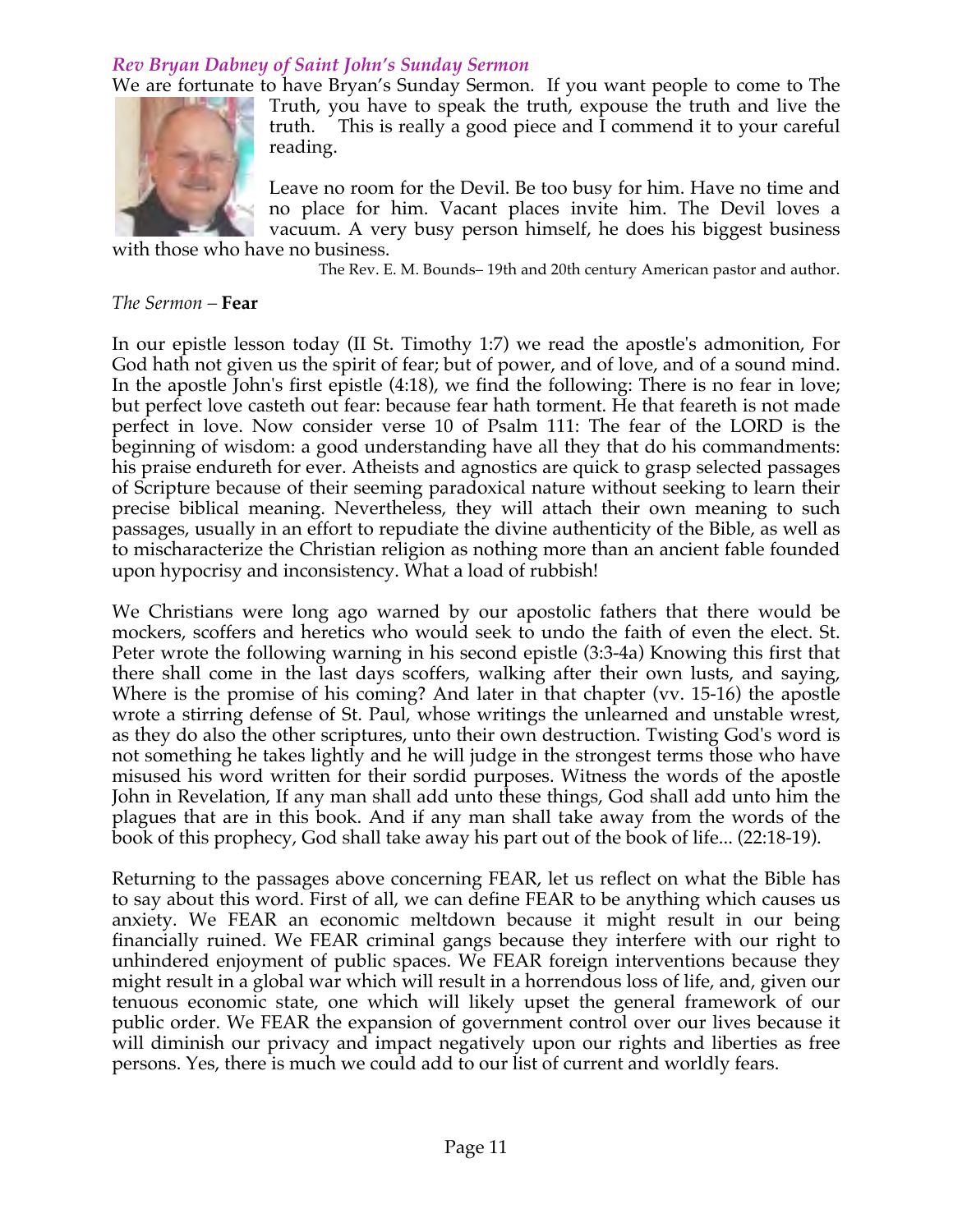### *Rev Bryan Dabney of Saint John's Sunday Sermon*

We are fortunate to have Bryan's Sunday Sermon. If you want people to come to The Truth, you have to speak the truth, expouse the truth and live the truth. This is really a good piece and I commend it to your careful reading.

Leave no room for the Devil. Be too busy for him. Have no time and no place for him. Vacant places invite him. The Devil loves a vacuum. A very busy person himself, he does his biggest business with those who have no business.

The Rev. E. M. Bounds– 19th and 20th century American pastor and author.

*The Sermon* – **Fear**

In our epistle lesson today (II St. Timothy 1:7) we read the apostle's admonition, For God hath not given us the spirit of fear; but of power, and of love, and of a sound mind. In the apostle John's first epistle (4:18), we find the following: There is no fear in love; but perfect love casteth out fear: because fear hath torment. He that feareth is not made perfect in love. Now consider verse 10 of Psalm 111: The fear of the LORD is the beginning of wisdom: a good understanding have all they that do his commandments: his praise endureth for ever. Atheists and agnostics are quick to grasp selected passages of Scripture because of their seeming paradoxical nature without seeking to learn their precise biblical meaning. Nevertheless, they will attach their own meaning to such passages, usually in an effort to repudiate the divine authenticity of the Bible, as well as to mischaracterize the Christian religion as nothing more than an ancient fable founded upon hypocrisy and inconsistency. What a load of rubbish!

We Christians were long ago warned by our apostolic fathers that there would be mockers, scoffers and heretics who would seek to undo the faith of even the elect. St. Peter wrote the following warning in his second epistle (3:3-4a) Knowing this first that there shall come in the last days scoffers, walking after their own lusts, and saying, Where is the promise of his coming? And later in that chapter (vv. 15-16) the apostle wrote a stirring defense of St. Paul, whose writings the unlearned and unstable wrest, as they do also the other scriptures, unto their own destruction. Twisting God's word is not something he takes lightly and he will judge in the strongest terms those who have misused his word written for their sordid purposes. Witness the words of the apostle John in Revelation, If any man shall add unto these things, God shall add unto him the plagues that are in this book. And if any man shall take away from the words of the book of this prophecy, God shall take away his part out of the book of life... (22:18-19).

Returning to the passages above concerning FEAR, let us reflect on what the Bible has to say about this word. First of all, we can define FEAR to be anything which causes us anxiety. We FEAR an economic meltdown because it might result in our being financially ruined. We FEAR criminal gangs because they interfere with our right to unhindered enjoyment of public spaces. We FEAR foreign interventions because they might result in a global war which will result in a horrendous loss of life, and, given our tenuous economic state, one which will likely upset the general framework of our public order. We FEAR the expansion of government control over our lives because it will diminish our privacy and impact negatively upon our rights and liberties as free persons. Yes, there is much we could add to our list of current and worldly fears.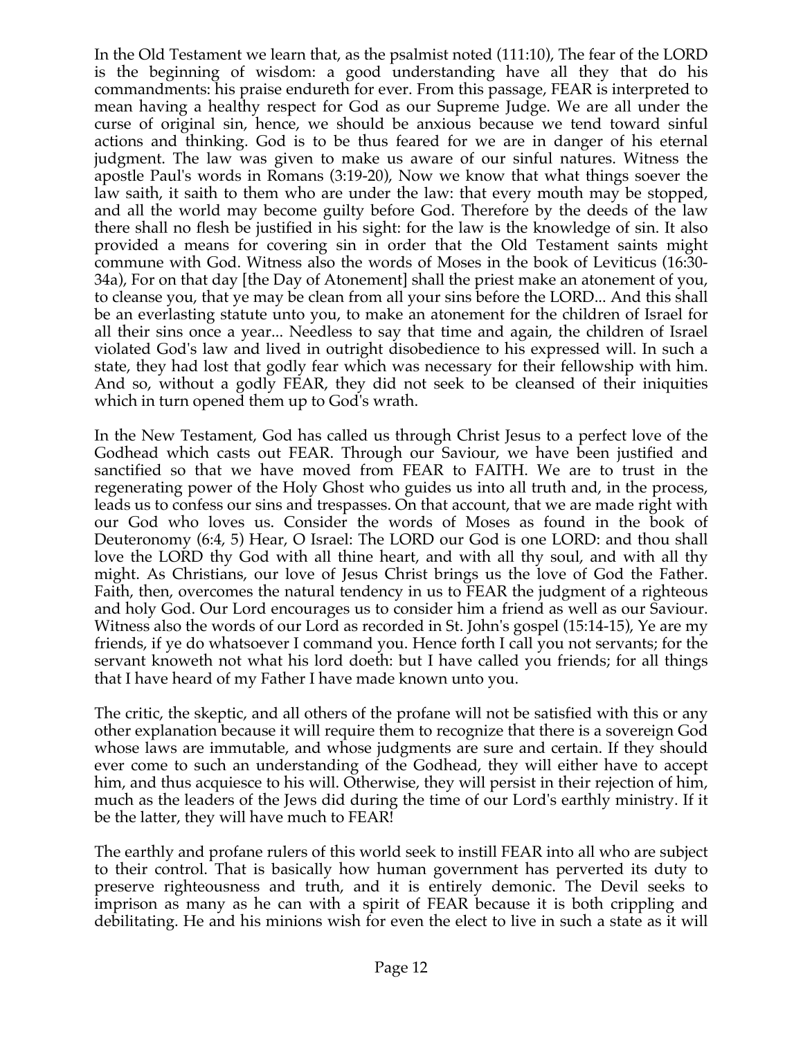In the Old Testament we learn that, as the psalmist noted (111:10), The fear of the LORD is the beginning of wisdom: a good understanding have all they that do his commandments: his praise endureth for ever. From this passage, FEAR is interpreted to mean having a healthy respect for God as our Supreme Judge. We are all under the curse of original sin, hence, we should be anxious because we tend toward sinful actions and thinking. God is to be thus feared for we are in danger of his eternal judgment. The law was given to make us aware of our sinful natures. Witness the apostle Paul's words in Romans (3:19-20), Now we know that what things soever the law saith, it saith to them who are under the law: that every mouth may be stopped, and all the world may become guilty before God. Therefore by the deeds of the law there shall no flesh be justified in his sight: for the law is the knowledge of sin. It also provided a means for covering sin in order that the Old Testament saints might commune with God. Witness also the words of Moses in the book of Leviticus (16:30-34a), For on that day [the Day of Atonement] shall the priest make an atonement of you, to cleanse you, that ye may be clean from all your sins before the LORD... And this shall be an everlasting statute unto you, to make an atonement for the children of Israel for all their sins once a year... Needless to say that time and again, the children of Israel violated God's law and lived in outright disobedience to his expressed will. In such a state, they had lost that godly fear which was necessary for their fellowship with him. And so, without a godly FEAR, they did not seek to be cleansed of their iniquities which in turn opened them up to God's wrath.

In the New Testament, God has called us through Christ Jesus to a perfect love of the Godhead which casts out FEAR. Through our Saviour, we have been justified and sanctified so that we have moved from FEAR to FAITH. We are to trust in the regenerating power of the Holy Ghost who guides us into all truth and, in the process, leads us to confess our sins and trespasses. On that account, that we are made right with our God who loves us. Consider the words of Moses as found in the book of Deuteronomy (6:4, 5) Hear, O Israel: The LORD our God is one LORD: and thou shall love the LORD thy God with all thine heart, and with all thy soul, and with all thy might. As Christians, our love of Jesus Christ brings us the love of God the Father. Faith, then, overcomes the natural tendency in us to FEAR the judgment of a righteous and holy God. Our Lord encourages us to consider him a friend as well as our Saviour. Witness also the words of our Lord as recorded in St. John's gospel (15:14-15), Ye are my friends, if ye do whatsoever I command you. Hence forth I call you not servants; for the servant knoweth not what his lord doeth: but I have called you friends; for all things that I have heard of my Father I have made known unto you.

The critic, the skeptic, and all others of the profane will not be satisfied with this or any other explanation because it will require them to recognize that there is a sovereign God whose laws are immutable, and whose judgments are sure and certain. If they should ever come to such an understanding of the Godhead, they will either have to accept him, and thus acquiesce to his will. Otherwise, they will persist in their rejection of him, much as the leaders of the Jews did during the time of our Lord's earthly ministry. If it be the latter, they will have much to FEAR!

The earthly and profane rulers of this world seek to instill FEAR into all who are subject to their control. That is basically how human government has perverted its duty to preserve righteousness and truth, and it is entirely demonic. The Devil seeks to imprison as many as he can with a spirit of FEAR because it is both crippling and debilitating. He and his minions wish for even the elect to live in such a state as it will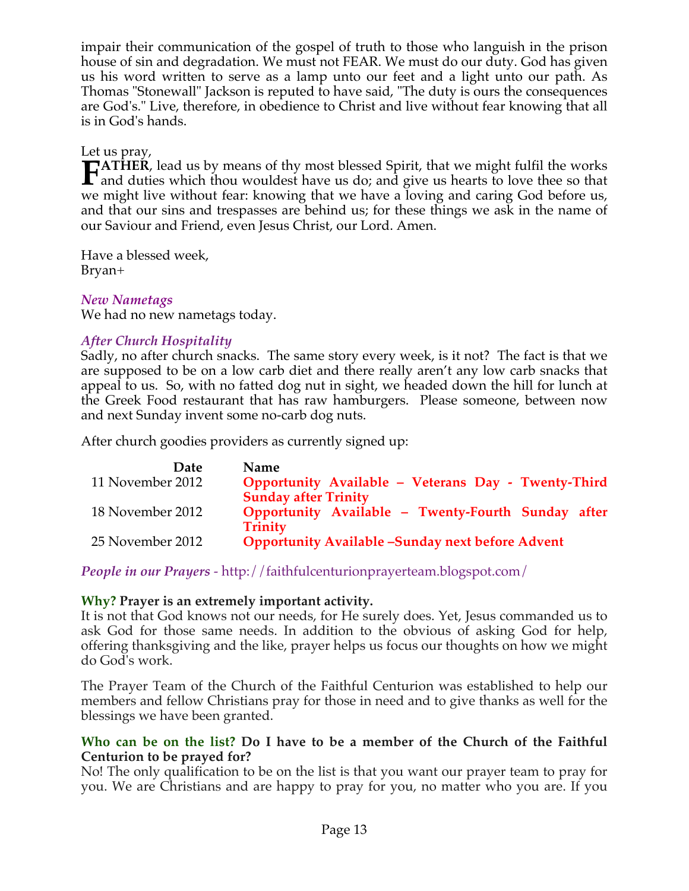impair their communication of the gospel of truth to those who languish in the prison house of sin and degradation. We must not FEAR. We must do our duty. God has given us his word written to serve as a lamp unto our feet and a light unto our path. As Thomas "Stonewall" Jackson is reputed to have said, "The duty is ours the consequences are God's." Live, therefore, in obedience to Christ and live without fear knowing that all is in God's hands.

Let us pray,

**FATHER**, lead us by means of thy most blessed Spirit, that we might fulfil the works and duties which thou wouldest have us do; and give us hearts to love thee so that we might live without fear: knowing that we have a loving and caring God before us, and that our sins and trespasses are behind us; for these things we ask in the name of our Saviour and Friend, even Jesus Christ, our Lord. Amen.

Have a blessed week,
Bryan+

*New Nametags*

We had no new nametags today.

*After Church Hospitality*

Sadly, no after church snacks. The same story every week, is it not? The fact is that we are supposed to be on a low carb diet and there really aren't any low carb snacks that appeal to us. So, with no fatted dog nut in sight, we headed down the hill for lunch at the Greek Food restaurant that has raw hamburgers. Please someone, between now and next Sunday invent some no-carb dog nuts.

After church goodies providers as currently signed up:

| Date | Name |
|---|---|
| 11 November 2012 | **Opportunity Available – Veterans Day - Twenty-Third Sunday after Trinity** |
| 18 November 2012 | **Opportunity Available – Twenty-Fourth Sunday after Trinity** |
| 25 November 2012 | **Opportunity Available –Sunday next before Advent** |

*People in our Prayers* - http://faithfulcenturionprayerteam.blogspot.com/

**Why? Prayer is an extremely important activity.**

It is not that God knows not our needs, for He surely does. Yet, Jesus commanded us to ask God for those same needs. In addition to the obvious of asking God for help, offering thanksgiving and the like, prayer helps us focus our thoughts on how we might do God's work.

The Prayer Team of the Church of the Faithful Centurion was established to help our members and fellow Christians pray for those in need and to give thanks as well for the blessings we have been granted.

**Who can be on the list? Do I have to be a member of the Church of the Faithful Centurion to be prayed for?**

No! The only qualification to be on the list is that you want our prayer team to pray for you. We are Christians and are happy to pray for you, no matter who you are. If you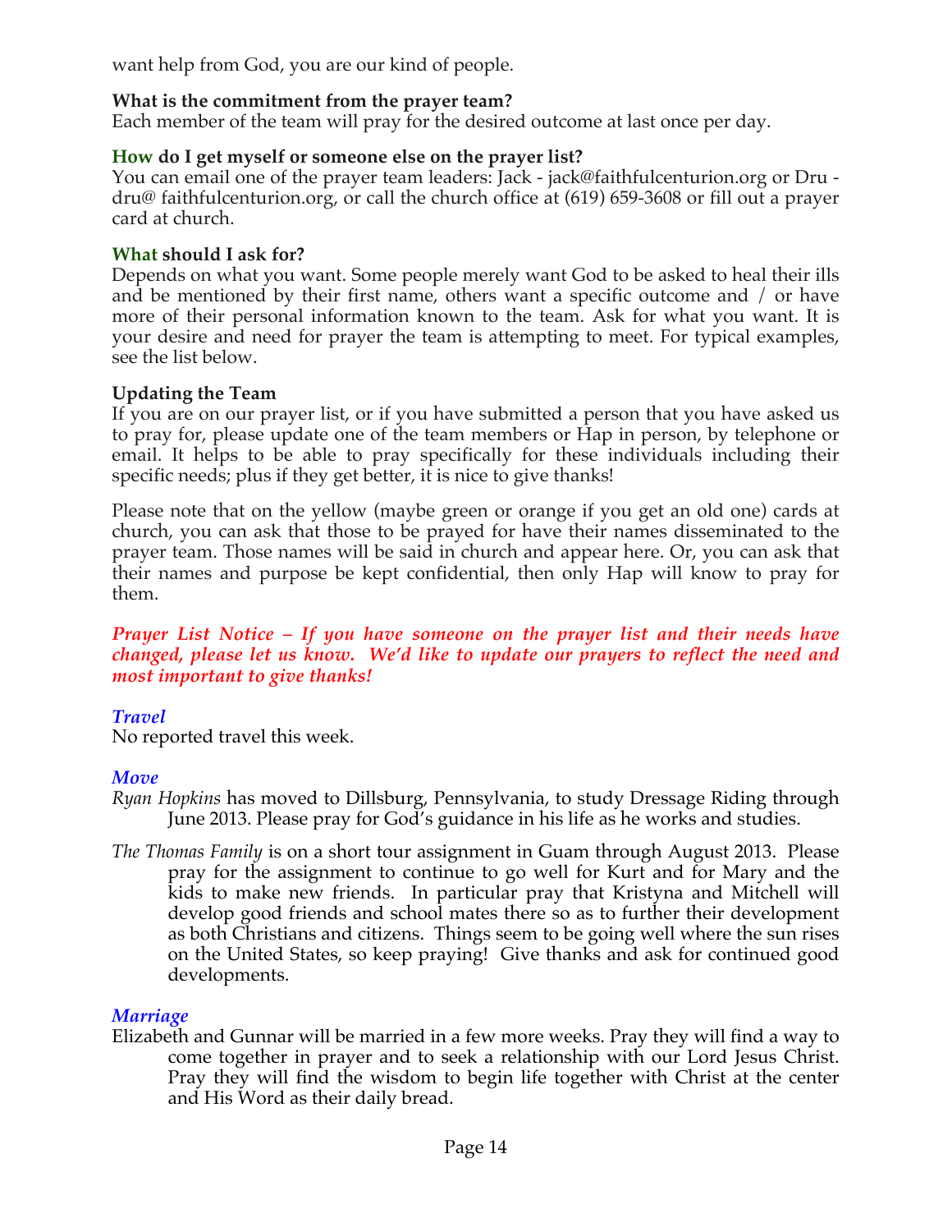want help from God, you are our kind of people.

**What is the commitment from the prayer team?**
Each member of the team will pray for the desired outcome at last once per day.

**How do I get myself or someone else on the prayer list?**
You can email one of the prayer team leaders: Jack - jack@faithfulcenturion.org or Dru - dru@ faithfulcenturion.org, or call the church office at (619) 659-3608 or fill out a prayer card at church.

**What should I ask for?**
Depends on what you want. Some people merely want God to be asked to heal their ills and be mentioned by their first name, others want a specific outcome and / or have more of their personal information known to the team. Ask for what you want. It is your desire and need for prayer the team is attempting to meet. For typical examples, see the list below.

**Updating the Team**
If you are on our prayer list, or if you have submitted a person that you have asked us to pray for, please update one of the team members or Hap in person, by telephone or email. It helps to be able to pray specifically for these individuals including their specific needs; plus if they get better, it is nice to give thanks!

Please note that on the yellow (maybe green or orange if you get an old one) cards at church, you can ask that those to be prayed for have their names disseminated to the prayer team. Those names will be said in church and appear here. Or, you can ask that their names and purpose be kept confidential, then only Hap will know to pray for them.

***Prayer List Notice – If you have someone on the prayer list and their needs have changed, please let us know. We'd like to update our prayers to reflect the need and most important to give thanks!***

### *Travel*
No reported travel this week.

### *Move*
*Ryan Hopkins* has moved to Dillsburg, Pennsylvania, to study Dressage Riding through June 2013. Please pray for God's guidance in his life as he works and studies.

*The Thomas Family* is on a short tour assignment in Guam through August 2013. Please pray for the assignment to continue to go well for Kurt and for Mary and the kids to make new friends. In particular pray that Kristyna and Mitchell will develop good friends and school mates there so as to further their development as both Christians and citizens. Things seem to be going well where the sun rises on the United States, so keep praying! Give thanks and ask for continued good developments.

### *Marriage*
Elizabeth and Gunnar will be married in a few more weeks. Pray they will find a way to come together in prayer and to seek a relationship with our Lord Jesus Christ. Pray they will find the wisdom to begin life together with Christ at the center and His Word as their daily bread.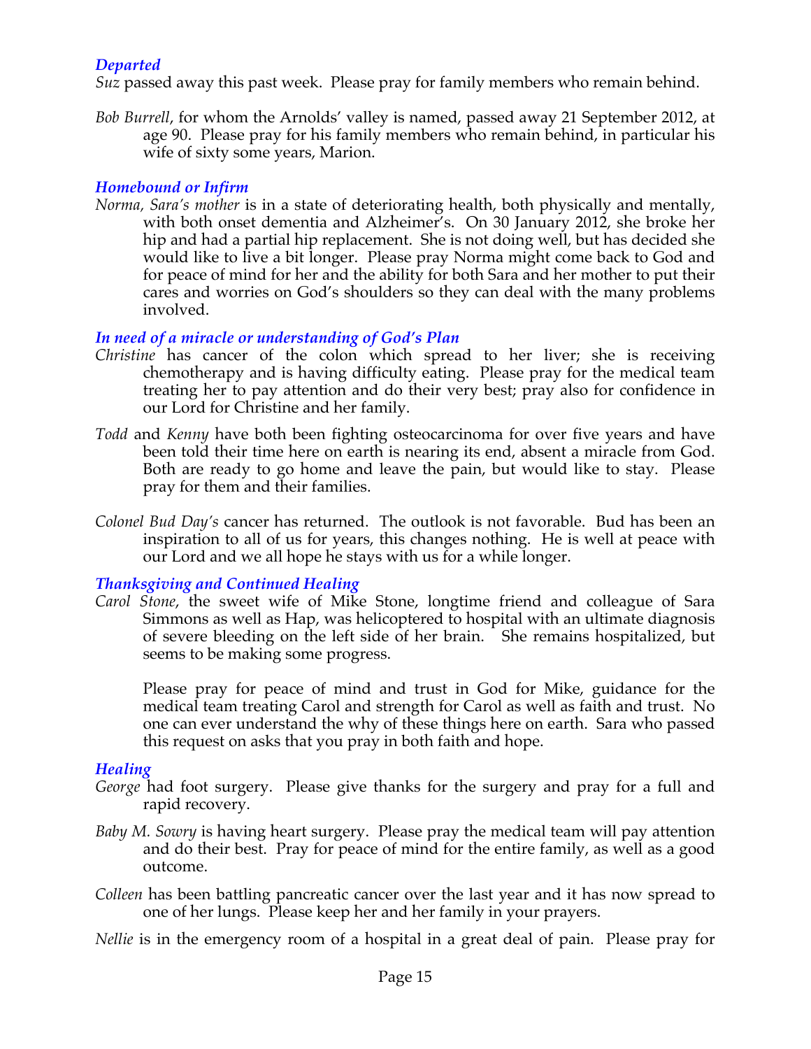### *Departed*

*Suz* passed away this past week. Please pray for family members who remain behind.

*Bob Burrell*, for whom the Arnolds' valley is named, passed away 21 September 2012, at age 90. Please pray for his family members who remain behind, in particular his wife of sixty some years, Marion.

### *Homebound or Infirm*

*Norma, Sara's mother* is in a state of deteriorating health, both physically and mentally, with both onset dementia and Alzheimer's. On 30 January 2012, she broke her hip and had a partial hip replacement. She is not doing well, but has decided she would like to live a bit longer. Please pray Norma might come back to God and for peace of mind for her and the ability for both Sara and her mother to put their cares and worries on God's shoulders so they can deal with the many problems involved.

### *In need of a miracle or understanding of God's Plan*

*Christine* has cancer of the colon which spread to her liver; she is receiving chemotherapy and is having difficulty eating. Please pray for the medical team treating her to pay attention and do their very best; pray also for confidence in our Lord for Christine and her family.

*Todd* and *Kenny* have both been fighting osteocarcinoma for over five years and have been told their time here on earth is nearing its end, absent a miracle from God. Both are ready to go home and leave the pain, but would like to stay. Please pray for them and their families.

*Colonel Bud Day's* cancer has returned. The outlook is not favorable. Bud has been an inspiration to all of us for years, this changes nothing. He is well at peace with our Lord and we all hope he stays with us for a while longer.

### *Thanksgiving and Continued Healing*

*Carol Stone*, the sweet wife of Mike Stone, longtime friend and colleague of Sara Simmons as well as Hap, was helicoptered to hospital with an ultimate diagnosis of severe bleeding on the left side of her brain. She remains hospitalized, but seems to be making some progress.

Please pray for peace of mind and trust in God for Mike, guidance for the medical team treating Carol and strength for Carol as well as faith and trust. No one can ever understand the why of these things here on earth. Sara who passed this request on asks that you pray in both faith and hope.

### *Healing*

*George* had foot surgery. Please give thanks for the surgery and pray for a full and rapid recovery.

*Baby M. Sowry* is having heart surgery. Please pray the medical team will pay attention and do their best. Pray for peace of mind for the entire family, as well as a good outcome.

*Colleen* has been battling pancreatic cancer over the last year and it has now spread to one of her lungs. Please keep her and her family in your prayers.

*Nellie* is in the emergency room of a hospital in a great deal of pain. Please pray for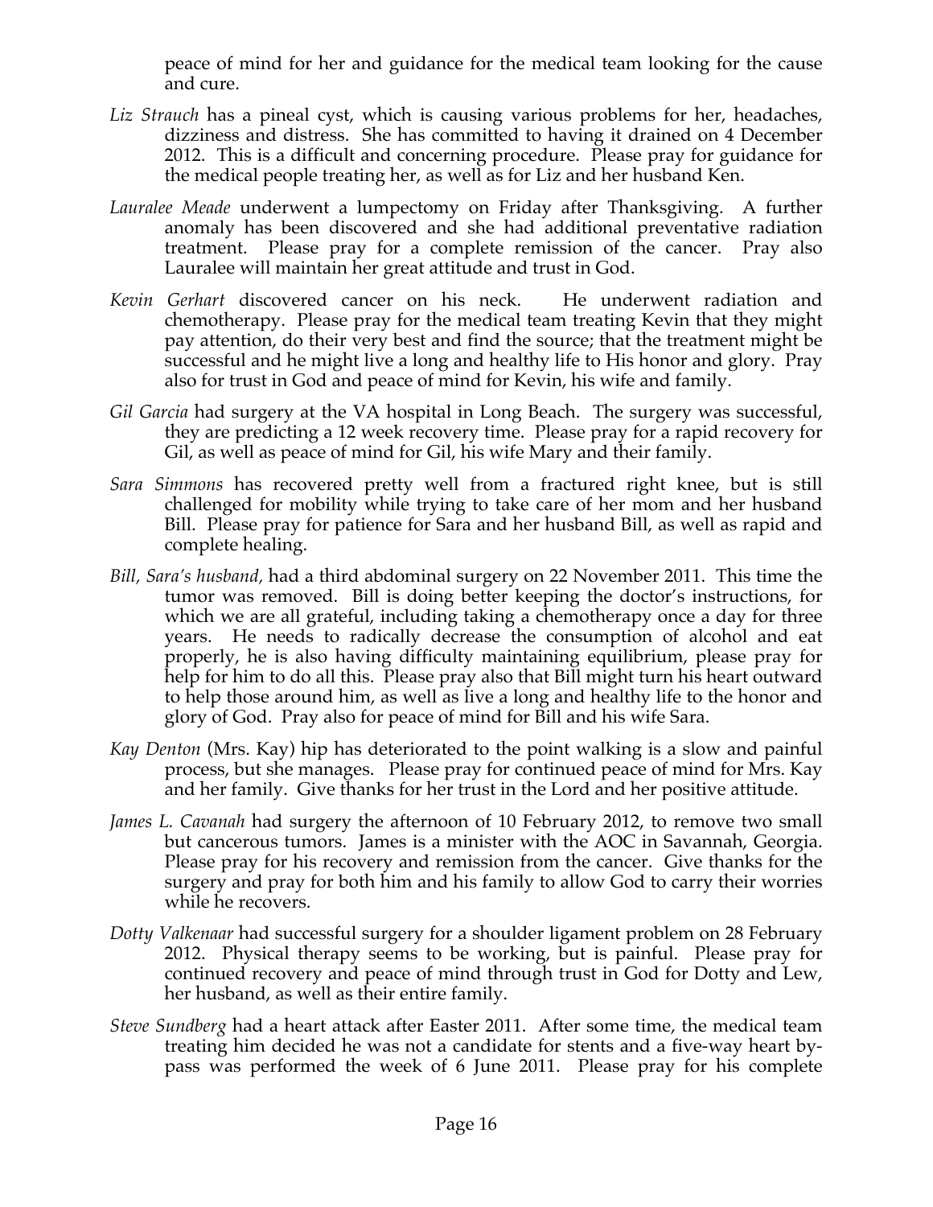peace of mind for her and guidance for the medical team looking for the cause and cure.

*Liz Strauch* has a pineal cyst, which is causing various problems for her, headaches, dizziness and distress. She has committed to having it drained on 4 December 2012. This is a difficult and concerning procedure. Please pray for guidance for the medical people treating her, as well as for Liz and her husband Ken.

*Lauralee Meade* underwent a lumpectomy on Friday after Thanksgiving. A further anomaly has been discovered and she had additional preventative radiation treatment. Please pray for a complete remission of the cancer. Pray also Lauralee will maintain her great attitude and trust in God.

*Kevin Gerhart* discovered cancer on his neck. He underwent radiation and chemotherapy. Please pray for the medical team treating Kevin that they might pay attention, do their very best and find the source; that the treatment might be successful and he might live a long and healthy life to His honor and glory. Pray also for trust in God and peace of mind for Kevin, his wife and family.

*Gil Garcia* had surgery at the VA hospital in Long Beach. The surgery was successful, they are predicting a 12 week recovery time. Please pray for a rapid recovery for Gil, as well as peace of mind for Gil, his wife Mary and their family.

*Sara Simmons* has recovered pretty well from a fractured right knee, but is still challenged for mobility while trying to take care of her mom and her husband Bill. Please pray for patience for Sara and her husband Bill, as well as rapid and complete healing.

*Bill, Sara's husband,* had a third abdominal surgery on 22 November 2011. This time the tumor was removed. Bill is doing better keeping the doctor's instructions, for which we are all grateful, including taking a chemotherapy once a day for three years. He needs to radically decrease the consumption of alcohol and eat properly, he is also having difficulty maintaining equilibrium, please pray for help for him to do all this. Please pray also that Bill might turn his heart outward to help those around him, as well as live a long and healthy life to the honor and glory of God. Pray also for peace of mind for Bill and his wife Sara.

*Kay Denton* (Mrs. Kay) hip has deteriorated to the point walking is a slow and painful process, but she manages. Please pray for continued peace of mind for Mrs. Kay and her family. Give thanks for her trust in the Lord and her positive attitude.

*James L. Cavanah* had surgery the afternoon of 10 February 2012, to remove two small but cancerous tumors. James is a minister with the AOC in Savannah, Georgia. Please pray for his recovery and remission from the cancer. Give thanks for the surgery and pray for both him and his family to allow God to carry their worries while he recovers.

*Dotty Valkenaar* had successful surgery for a shoulder ligament problem on 28 February 2012. Physical therapy seems to be working, but is painful. Please pray for continued recovery and peace of mind through trust in God for Dotty and Lew, her husband, as well as their entire family.

*Steve Sundberg* had a heart attack after Easter 2011. After some time, the medical team treating him decided he was not a candidate for stents and a five-way heart by-pass was performed the week of 6 June 2011. Please pray for his complete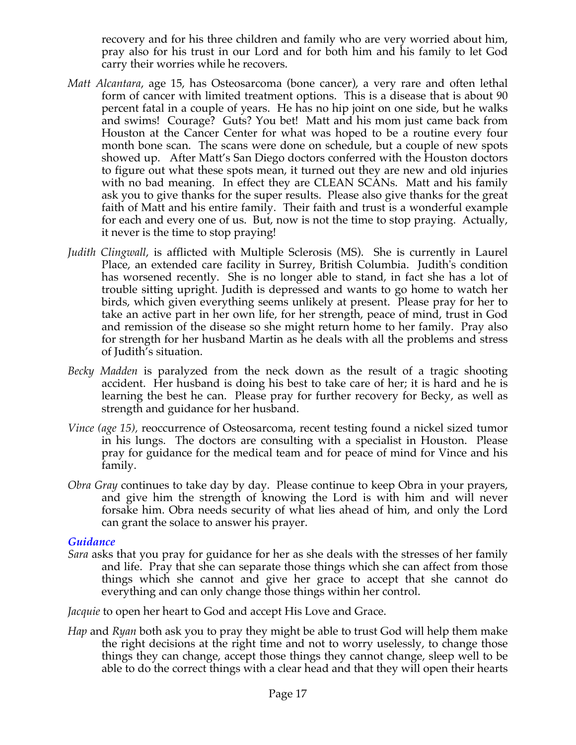recovery and for his three children and family who are very worried about him, pray also for his trust in our Lord and for both him and his family to let God carry their worries while he recovers.

*Matt Alcantara*, age 15, has Osteosarcoma (bone cancer), a very rare and often lethal form of cancer with limited treatment options. This is a disease that is about 90 percent fatal in a couple of years. He has no hip joint on one side, but he walks and swims! Courage? Guts? You bet! Matt and his mom just came back from Houston at the Cancer Center for what was hoped to be a routine every four month bone scan. The scans were done on schedule, but a couple of new spots showed up. After Matt's San Diego doctors conferred with the Houston doctors to figure out what these spots mean, it turned out they are new and old injuries with no bad meaning. In effect they are CLEAN SCANs. Matt and his family ask you to give thanks for the super results. Please also give thanks for the great faith of Matt and his entire family. Their faith and trust is a wonderful example for each and every one of us. But, now is not the time to stop praying. Actually, it never is the time to stop praying!

*Judith Clingwall*, is afflicted with Multiple Sclerosis (MS). She is currently in Laurel Place, an extended care facility in Surrey, British Columbia. Judith's condition has worsened recently. She is no longer able to stand, in fact she has a lot of trouble sitting upright. Judith is depressed and wants to go home to watch her birds, which given everything seems unlikely at present. Please pray for her to take an active part in her own life, for her strength, peace of mind, trust in God and remission of the disease so she might return home to her family. Pray also for strength for her husband Martin as he deals with all the problems and stress of Judith's situation.

*Becky Madden* is paralyzed from the neck down as the result of a tragic shooting accident. Her husband is doing his best to take care of her; it is hard and he is learning the best he can. Please pray for further recovery for Becky, as well as strength and guidance for her husband.

*Vince (age 15)*, reoccurrence of Osteosarcoma, recent testing found a nickel sized tumor in his lungs. The doctors are consulting with a specialist in Houston. Please pray for guidance for the medical team and for peace of mind for Vince and his family.

*Obra Gray* continues to take day by day. Please continue to keep Obra in your prayers, and give him the strength of knowing the Lord is with him and will never forsake him. Obra needs security of what lies ahead of him, and only the Lord can grant the solace to answer his prayer.

### *Guidance*

*Sara* asks that you pray for guidance for her as she deals with the stresses of her family and life. Pray that she can separate those things which she can affect from those things which she cannot and give her grace to accept that she cannot do everything and can only change those things within her control.

*Jacquie* to open her heart to God and accept His Love and Grace.

*Hap* and *Ryan* both ask you to pray they might be able to trust God will help them make the right decisions at the right time and not to worry uselessly, to change those things they can change, accept those things they cannot change, sleep well to be able to do the correct things with a clear head and that they will open their hearts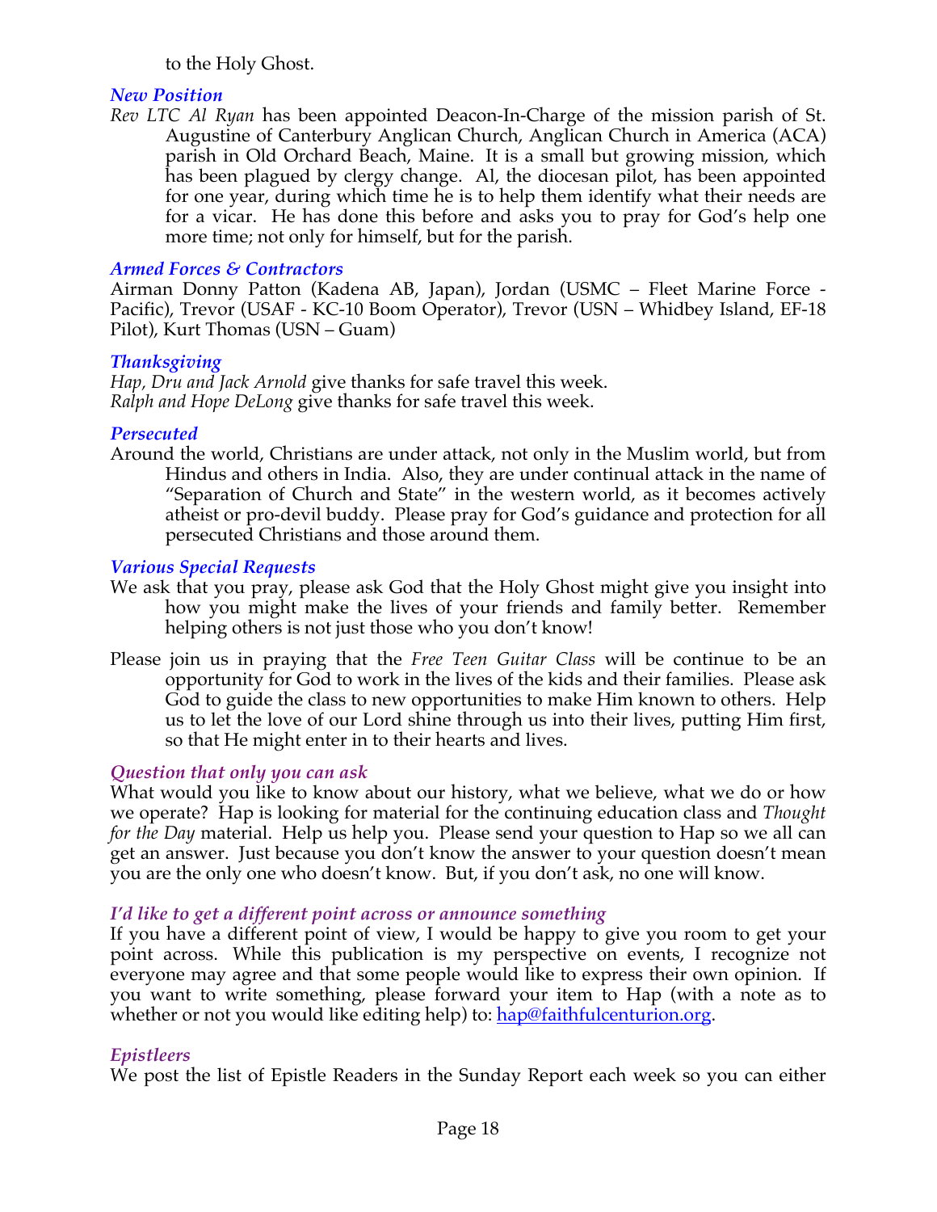to the Holy Ghost.

### *New Position*

*Rev LTC Al Ryan* has been appointed Deacon-In-Charge of the mission parish of St. Augustine of Canterbury Anglican Church, Anglican Church in America (ACA) parish in Old Orchard Beach, Maine. It is a small but growing mission, which has been plagued by clergy change. Al, the diocesan pilot, has been appointed for one year, during which time he is to help them identify what their needs are for a vicar. He has done this before and asks you to pray for God's help one more time; not only for himself, but for the parish.

### *Armed Forces & Contractors*

Airman Donny Patton (Kadena AB, Japan), Jordan (USMC – Fleet Marine Force - Pacific), Trevor (USAF - KC-10 Boom Operator), Trevor (USN – Whidbey Island, EF-18 Pilot), Kurt Thomas (USN – Guam)

### *Thanksgiving*

*Hap, Dru and Jack Arnold* give thanks for safe travel this week.
*Ralph and Hope DeLong* give thanks for safe travel this week.

### *Persecuted*

Around the world, Christians are under attack, not only in the Muslim world, but from Hindus and others in India. Also, they are under continual attack in the name of "Separation of Church and State" in the western world, as it becomes actively atheist or pro-devil buddy. Please pray for God's guidance and protection for all persecuted Christians and those around them.

### *Various Special Requests*

We ask that you pray, please ask God that the Holy Ghost might give you insight into how you might make the lives of your friends and family better. Remember helping others is not just those who you don't know!

Please join us in praying that the *Free Teen Guitar Class* will be continue to be an opportunity for God to work in the lives of the kids and their families. Please ask God to guide the class to new opportunities to make Him known to others. Help us to let the love of our Lord shine through us into their lives, putting Him first, so that He might enter in to their hearts and lives.

### *Question that only you can ask*

What would you like to know about our history, what we believe, what we do or how we operate? Hap is looking for material for the continuing education class and *Thought for the Day* material. Help us help you. Please send your question to Hap so we all can get an answer. Just because you don't know the answer to your question doesn't mean you are the only one who doesn't know. But, if you don't ask, no one will know.

### *I'd like to get a different point across or announce something*

If you have a different point of view, I would be happy to give you room to get your point across. While this publication is my perspective on events, I recognize not everyone may agree and that some people would like to express their own opinion. If you want to write something, please forward your item to Hap (with a note as to whether or not you would like editing help) to: [hap@faithfulcenturion.org](mailto:hap@faithfulcenturion.org).

### *Epistleers*

We post the list of Epistle Readers in the Sunday Report each week so you can either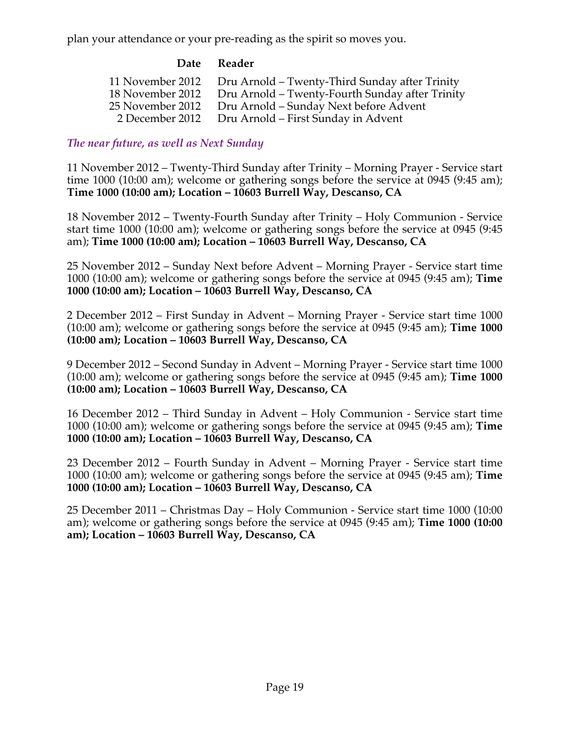plan your attendance or your pre-reading as the spirit so moves you.

| Date | Reader |
|---|---|
| 11 November 2012 | Dru Arnold – Twenty-Third Sunday after Trinity |
| 18 November 2012 | Dru Arnold – Twenty-Fourth Sunday after Trinity |
| 25 November 2012 | Dru Arnold – Sunday Next before Advent |
| 2 December 2012 | Dru Arnold – First Sunday in Advent |

### *The near future, as well as Next Sunday*

11 November 2012 – Twenty-Third Sunday after Trinity – Morning Prayer - Service start time 1000 (10:00 am); welcome or gathering songs before the service at 0945 (9:45 am); **Time 1000 (10:00 am); Location – 10603 Burrell Way, Descanso, CA**

18 November 2012 – Twenty-Fourth Sunday after Trinity – Holy Communion - Service start time 1000 (10:00 am); welcome or gathering songs before the service at 0945 (9:45 am); **Time 1000 (10:00 am); Location – 10603 Burrell Way, Descanso, CA**

25 November 2012 – Sunday Next before Advent – Morning Prayer - Service start time 1000 (10:00 am); welcome or gathering songs before the service at 0945 (9:45 am); **Time 1000 (10:00 am); Location – 10603 Burrell Way, Descanso, CA**

2 December 2012 – First Sunday in Advent – Morning Prayer - Service start time 1000 (10:00 am); welcome or gathering songs before the service at 0945 (9:45 am); **Time 1000 (10:00 am); Location – 10603 Burrell Way, Descanso, CA**

9 December 2012 – Second Sunday in Advent – Morning Prayer - Service start time 1000 (10:00 am); welcome or gathering songs before the service at 0945 (9:45 am); **Time 1000 (10:00 am); Location – 10603 Burrell Way, Descanso, CA**

16 December 2012 – Third Sunday in Advent – Holy Communion - Service start time 1000 (10:00 am); welcome or gathering songs before the service at 0945 (9:45 am); **Time 1000 (10:00 am); Location – 10603 Burrell Way, Descanso, CA**

23 December 2012 – Fourth Sunday in Advent – Morning Prayer - Service start time 1000 (10:00 am); welcome or gathering songs before the service at 0945 (9:45 am); **Time 1000 (10:00 am); Location – 10603 Burrell Way, Descanso, CA**

25 December 2011 – Christmas Day – Holy Communion - Service start time 1000 (10:00 am); welcome or gathering songs before the service at 0945 (9:45 am); **Time 1000 (10:00 am); Location – 10603 Burrell Way, Descanso, CA**